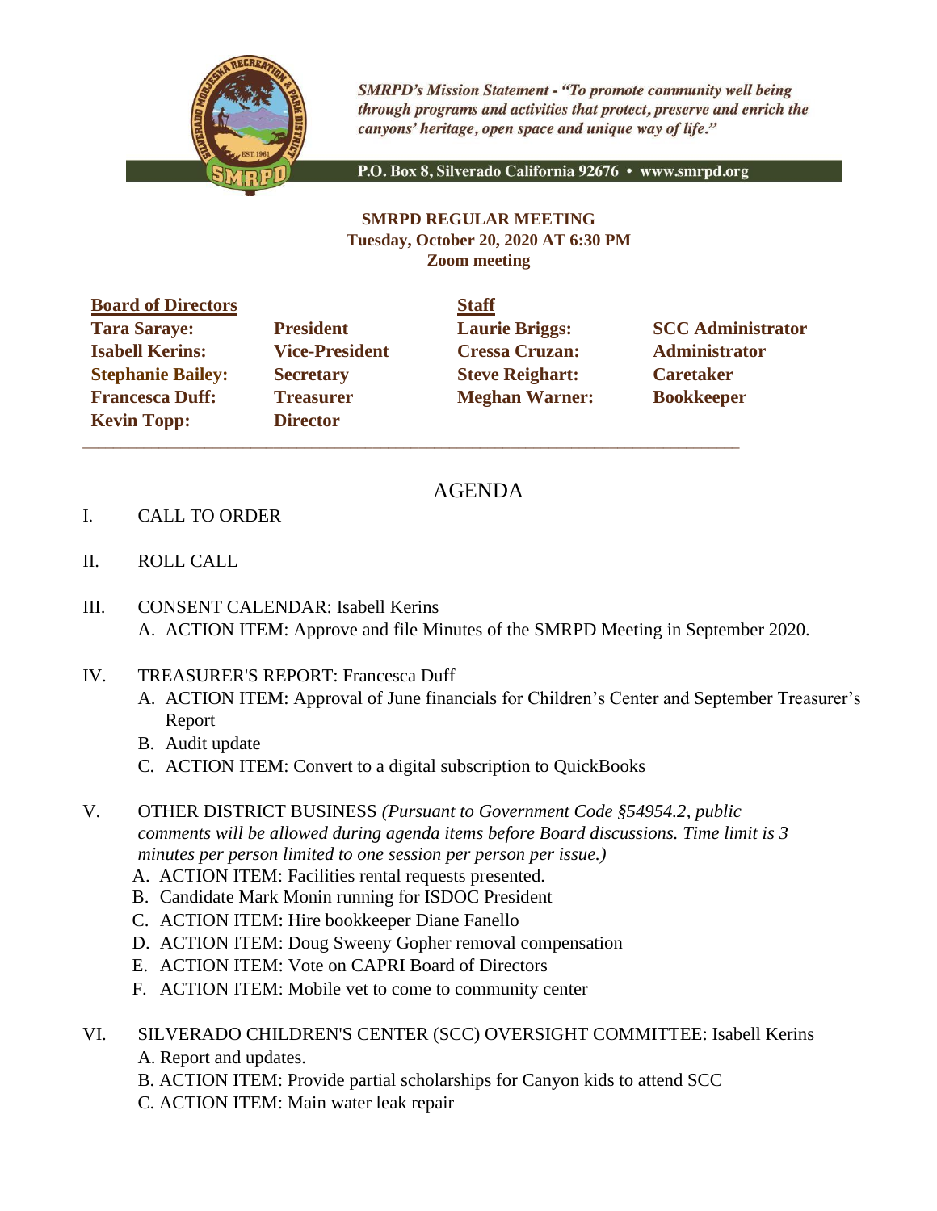*SMRPD's Mission Statement - "To promote community well being through programs and activities that protect, preserve and enrich the canyons' heritage, open space and unique way of life."*

P.O. Box 8, Silverado California 92676 • www.smrpd.org

**SMRPD REGULAR MEETING**
**Tuesday, October 20, 2020 AT 6:30 PM**
**Zoom meeting**

| **Board of Directors** | | **Staff** | |
|---|---|---|---|
| **Tara Saraye:** | **President** | **Laurie Briggs:** | **SCC Administrator** |
| **Isabell Kerins:** | **Vice-President** | **Cressa Cruzan:** | **Administrator** |
| **Stephanie Bailey:** | **Secretary** | **Steve Reighart:** | **Caretaker** |
| **Francesca Duff:** | **Treasurer** | **Meghan Warner:** | **Bookkeeper** |
| **Kevin Topp:** | **Director** | | |

## AGENDA

I. CALL TO ORDER

II. ROLL CALL

III. CONSENT CALENDAR: Isabell Kerins
   A. ACTION ITEM: Approve and file Minutes of the SMRPD Meeting in September 2020.

IV. TREASURER'S REPORT: Francesca Duff
   A. ACTION ITEM: Approval of June financials for Children's Center and September Treasurer's Report
   B. Audit update
   C. ACTION ITEM: Convert to a digital subscription to QuickBooks

V. OTHER DISTRICT BUSINESS *(Pursuant to Government Code §54954.2, public comments will be allowed during agenda items before Board discussions. Time limit is 3 minutes per person limited to one session per person per issue.)*
   A. ACTION ITEM: Facilities rental requests presented.
   B. Candidate Mark Monin running for ISDOC President
   C. ACTION ITEM: Hire bookkeeper Diane Fanello
   D. ACTION ITEM: Doug Sweeny Gopher removal compensation
   E. ACTION ITEM: Vote on CAPRI Board of Directors
   F. ACTION ITEM: Mobile vet to come to community center

VI. SILVERADO CHILDREN'S CENTER (SCC) OVERSIGHT COMMITTEE: Isabell Kerins
   A. Report and updates.
   B. ACTION ITEM: Provide partial scholarships for Canyon kids to attend SCC
   C. ACTION ITEM: Main water leak repair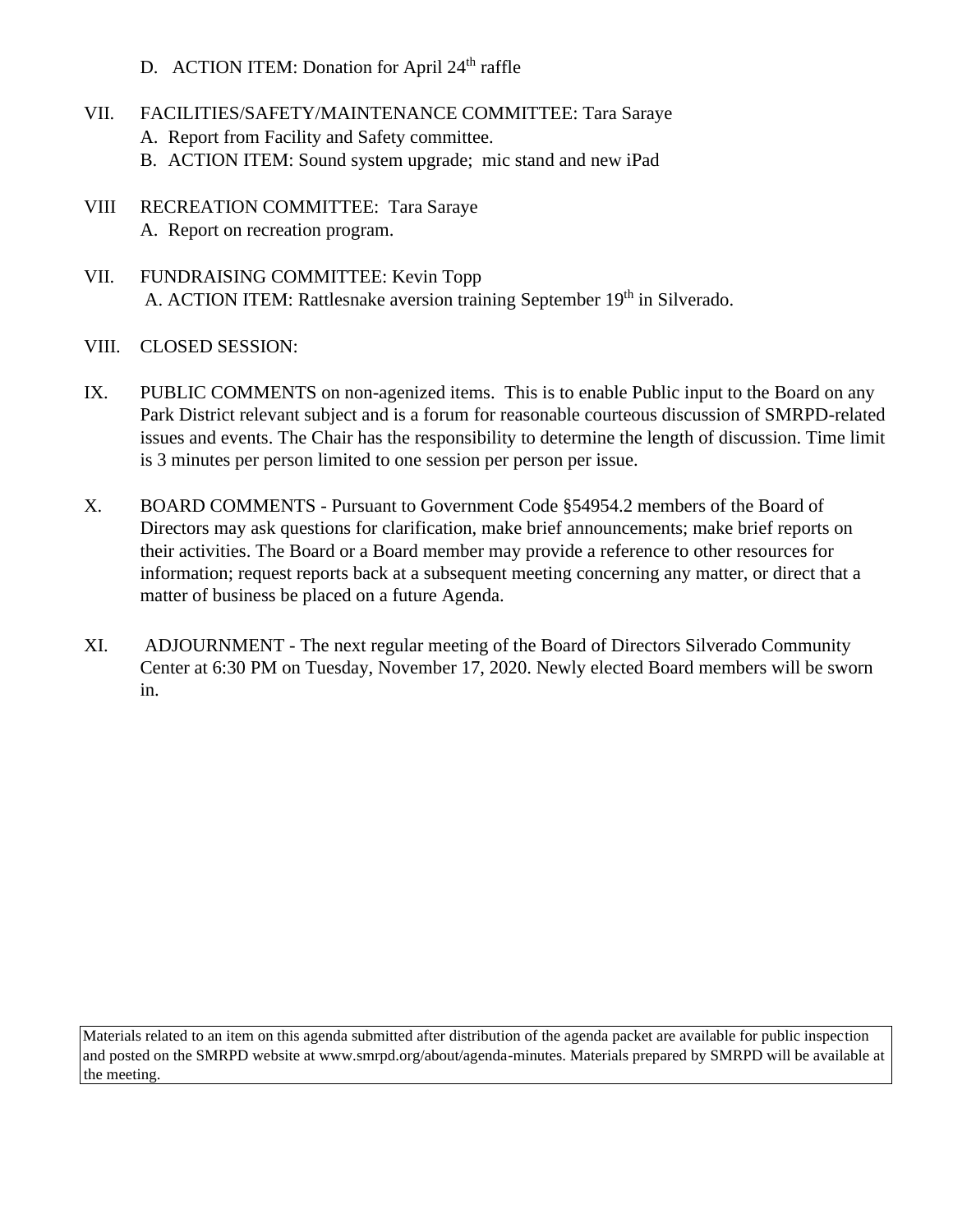D. ACTION ITEM: Donation for April 24th raffle

VII. FACILITIES/SAFETY/MAINTENANCE COMMITTEE: Tara Saraye
   A. Report from Facility and Safety committee.
   B. ACTION ITEM: Sound system upgrade; mic stand and new iPad

VIII RECREATION COMMITTEE: Tara Saraye
   A. Report on recreation program.

VII. FUNDRAISING COMMITTEE: Kevin Topp
   A. ACTION ITEM: Rattlesnake aversion training September 19th in Silverado.

VIII. CLOSED SESSION:

IX. PUBLIC COMMENTS on non-agenized items. This is to enable Public input to the Board on any Park District relevant subject and is a forum for reasonable courteous discussion of SMRPD-related issues and events. The Chair has the responsibility to determine the length of discussion. Time limit is 3 minutes per person limited to one session per person per issue.

X. BOARD COMMENTS - Pursuant to Government Code §54954.2 members of the Board of Directors may ask questions for clarification, make brief announcements; make brief reports on their activities. The Board or a Board member may provide a reference to other resources for information; request reports back at a subsequent meeting concerning any matter, or direct that a matter of business be placed on a future Agenda.

XI. ADJOURNMENT - The next regular meeting of the Board of Directors Silverado Community Center at 6:30 PM on Tuesday, November 17, 2020. Newly elected Board members will be sworn in.

Materials related to an item on this agenda submitted after distribution of the agenda packet are available for public inspection and posted on the SMRPD website at www.smrpd.org/about/agenda-minutes. Materials prepared by SMRPD will be available at the meeting.